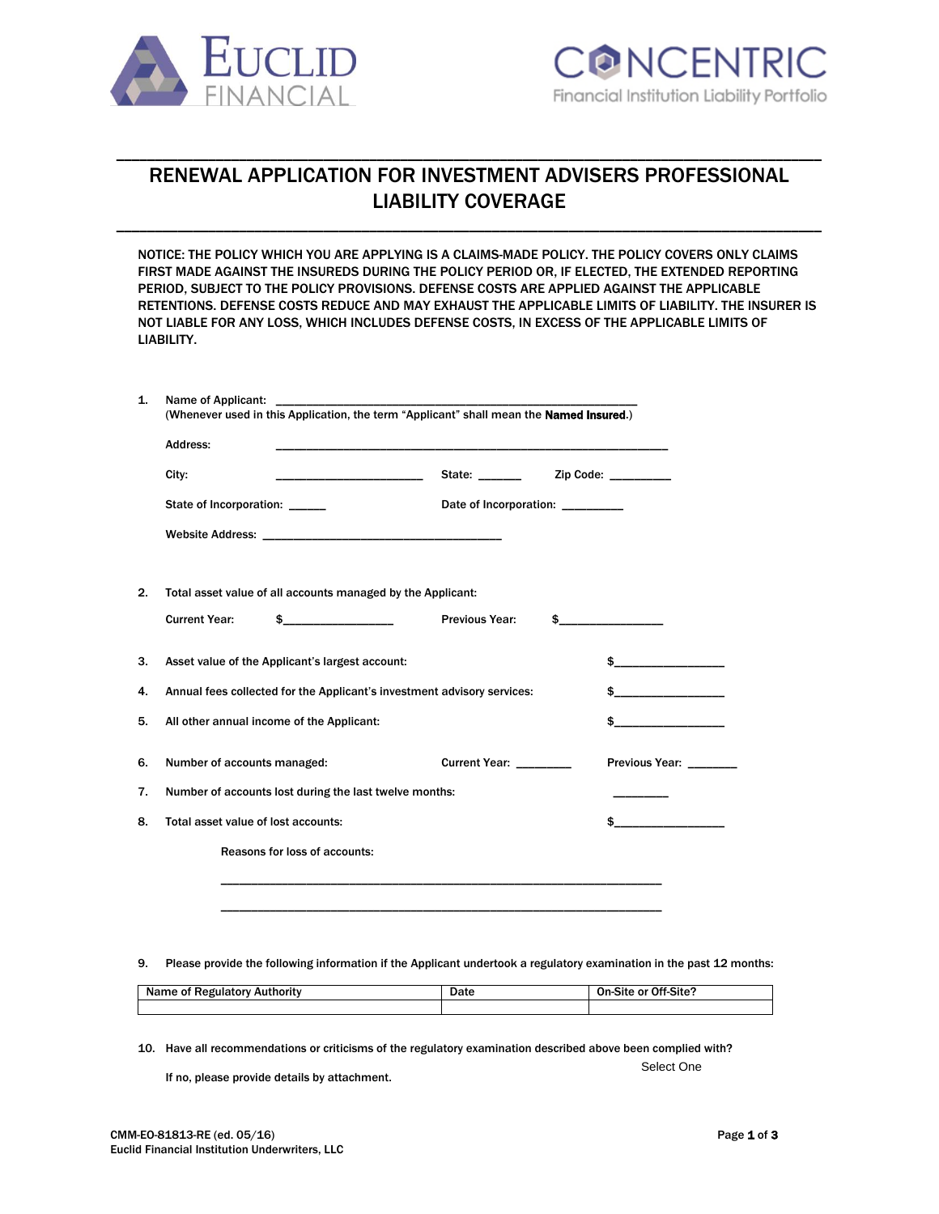EUCLID FINANCIAL

CONCENTRIC
Financial Institution Liability Portfolio

# RENEWAL APPLICATION FOR INVESTMENT ADVISERS PROFESSIONAL LIABILITY COVERAGE

NOTICE: THE POLICY WHICH YOU ARE APPLYING IS A CLAIMS-MADE POLICY. THE POLICY COVERS ONLY CLAIMS FIRST MADE AGAINST THE INSUREDS DURING THE POLICY PERIOD OR, IF ELECTED, THE EXTENDED REPORTING PERIOD, SUBJECT TO THE POLICY PROVISIONS. DEFENSE COSTS ARE APPLIED AGAINST THE APPLICABLE RETENTIONS. DEFENSE COSTS REDUCE AND MAY EXHAUST THE APPLICABLE LIMITS OF LIABILITY. THE INSURER IS NOT LIABLE FOR ANY LOSS, WHICH INCLUDES DEFENSE COSTS, IN EXCESS OF THE APPLICABLE LIMITS OF LIABILITY.

1. Name of Applicant: ______________________________________________________
   (Whenever used in this Application, the term "Applicant" shall mean the **Named Insured**.)

   Address: ______________________________________________________

   City: ______________________ State: ______ Zip Code: _________

   State of Incorporation: ______ Date of Incorporation: _________

   Website Address: ____________________________________

2. Total asset value of all accounts managed by the Applicant:

   Current Year: $________________ Previous Year: $________________

3. Asset value of the Applicant's largest account: $________________

4. Annual fees collected for the Applicant's investment advisory services: $________________

5. All other annual income of the Applicant: $________________

6. Number of accounts managed: Current Year: ________ Previous Year: ________

7. Number of accounts lost during the last twelve months: ________

8. Total asset value of lost accounts: $________________

   Reasons for loss of accounts:

   ____________________________________________________________________

   ____________________________________________________________________

9. Please provide the following information if the Applicant undertook a regulatory examination in the past 12 months:

| Name of Regulatory Authority | Date | On-Site or Off-Site? |
| --- | --- | --- |
| | | |

10. Have all recommendations or criticisms of the regulatory examination described above been complied with? Select One

    If no, please provide details by attachment.

CMM-EO-81813-RE (ed. 05/16)
Euclid Financial Institution Underwriters, LLC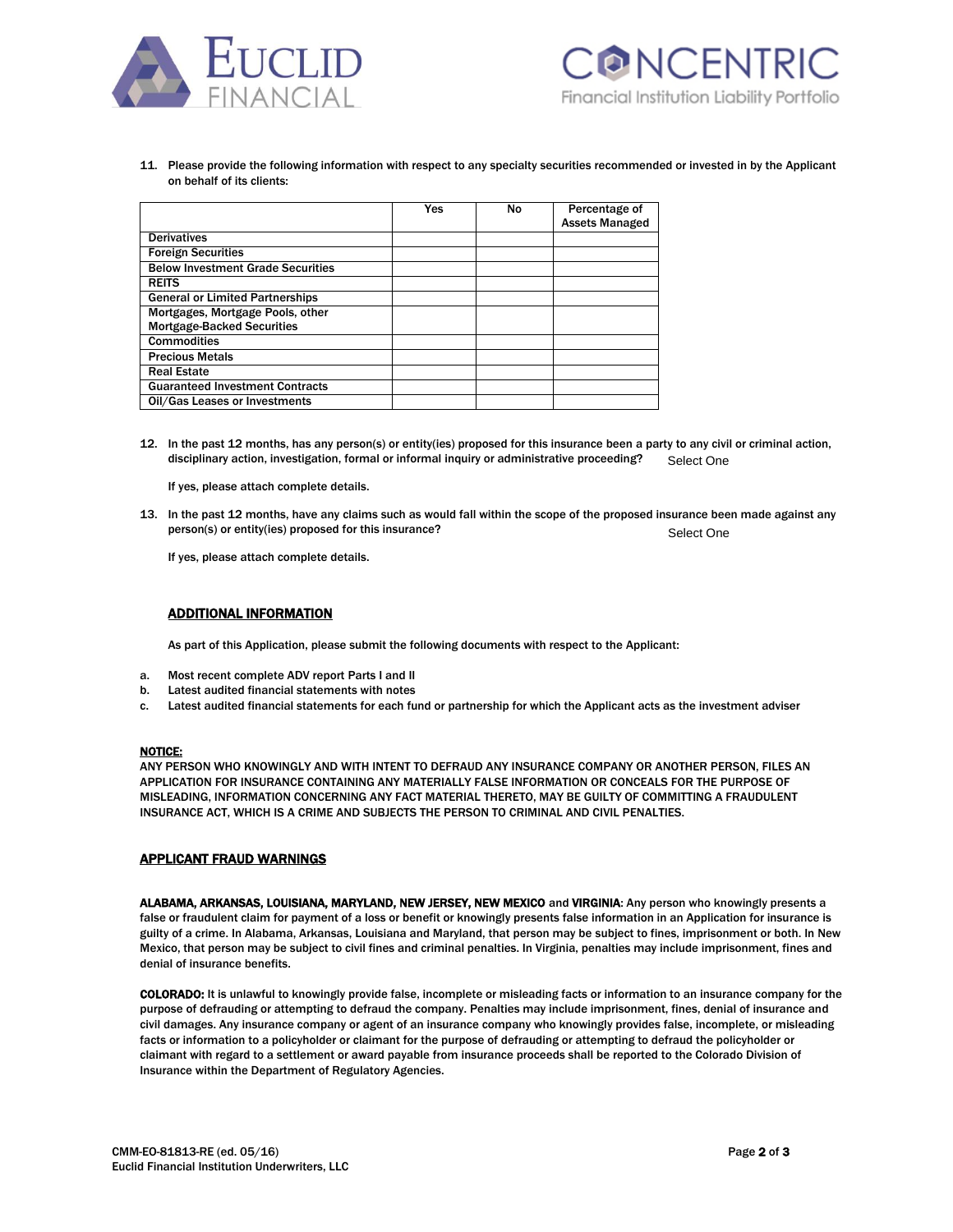11. Please provide the following information with respect to any specialty securities recommended or invested in by the Applicant on behalf of its clients:

| | Yes | No | Percentage of Assets Managed |
|---|---|---|---|
| Derivatives | | | |
| Foreign Securities | | | |
| Below Investment Grade Securities | | | |
| REITS | | | |
| General or Limited Partnerships | | | |
| Mortgages, Mortgage Pools, other Mortgage-Backed Securities | | | |
| Commodities | | | |
| Precious Metals | | | |
| Real Estate | | | |
| Guaranteed Investment Contracts | | | |
| Oil/Gas Leases or Investments | | | |

12. In the past 12 months, has any person(s) or entity(ies) proposed for this insurance been a party to any civil or criminal action, disciplinary action, investigation, formal or informal inquiry or administrative proceeding? Select One

    If yes, please attach complete details.

13. In the past 12 months, have any claims such as would fall within the scope of the proposed insurance been made against any person(s) or entity(ies) proposed for this insurance? Select One

    If yes, please attach complete details.

## ADDITIONAL INFORMATION

As part of this Application, please submit the following documents with respect to the Applicant:

a. Most recent complete ADV report Parts I and II
b. Latest audited financial statements with notes
c. Latest audited financial statements for each fund or partnership for which the Applicant acts as the investment adviser

**NOTICE:**
ANY PERSON WHO KNOWINGLY AND WITH INTENT TO DEFRAUD ANY INSURANCE COMPANY OR ANOTHER PERSON, FILES AN APPLICATION FOR INSURANCE CONTAINING ANY MATERIALLY FALSE INFORMATION OR CONCEALS FOR THE PURPOSE OF MISLEADING, INFORMATION CONCERNING ANY FACT MATERIAL THERETO, MAY BE GUILTY OF COMMITTING A FRAUDULENT INSURANCE ACT, WHICH IS A CRIME AND SUBJECTS THE PERSON TO CRIMINAL AND CIVIL PENALTIES.

## APPLICANT FRAUD WARNINGS

**ALABAMA, ARKANSAS, LOUISIANA, MARYLAND, NEW JERSEY, NEW MEXICO** and **VIRGINIA**: Any person who knowingly presents a false or fraudulent claim for payment of a loss or benefit or knowingly presents false information in an Application for insurance is guilty of a crime. In Alabama, Arkansas, Louisiana and Maryland, that person may be subject to fines, imprisonment or both. In New Mexico, that person may be subject to civil fines and criminal penalties. In Virginia, penalties may include imprisonment, fines and denial of insurance benefits.

**COLORADO:** It is unlawful to knowingly provide false, incomplete or misleading facts or information to an insurance company for the purpose of defrauding or attempting to defraud the company. Penalties may include imprisonment, fines, denial of insurance and civil damages. Any insurance company or agent of an insurance company who knowingly provides false, incomplete, or misleading facts or information to a policyholder or claimant for the purpose of defrauding or attempting to defraud the policyholder or claimant with regard to a settlement or award payable from insurance proceeds shall be reported to the Colorado Division of Insurance within the Department of Regulatory Agencies.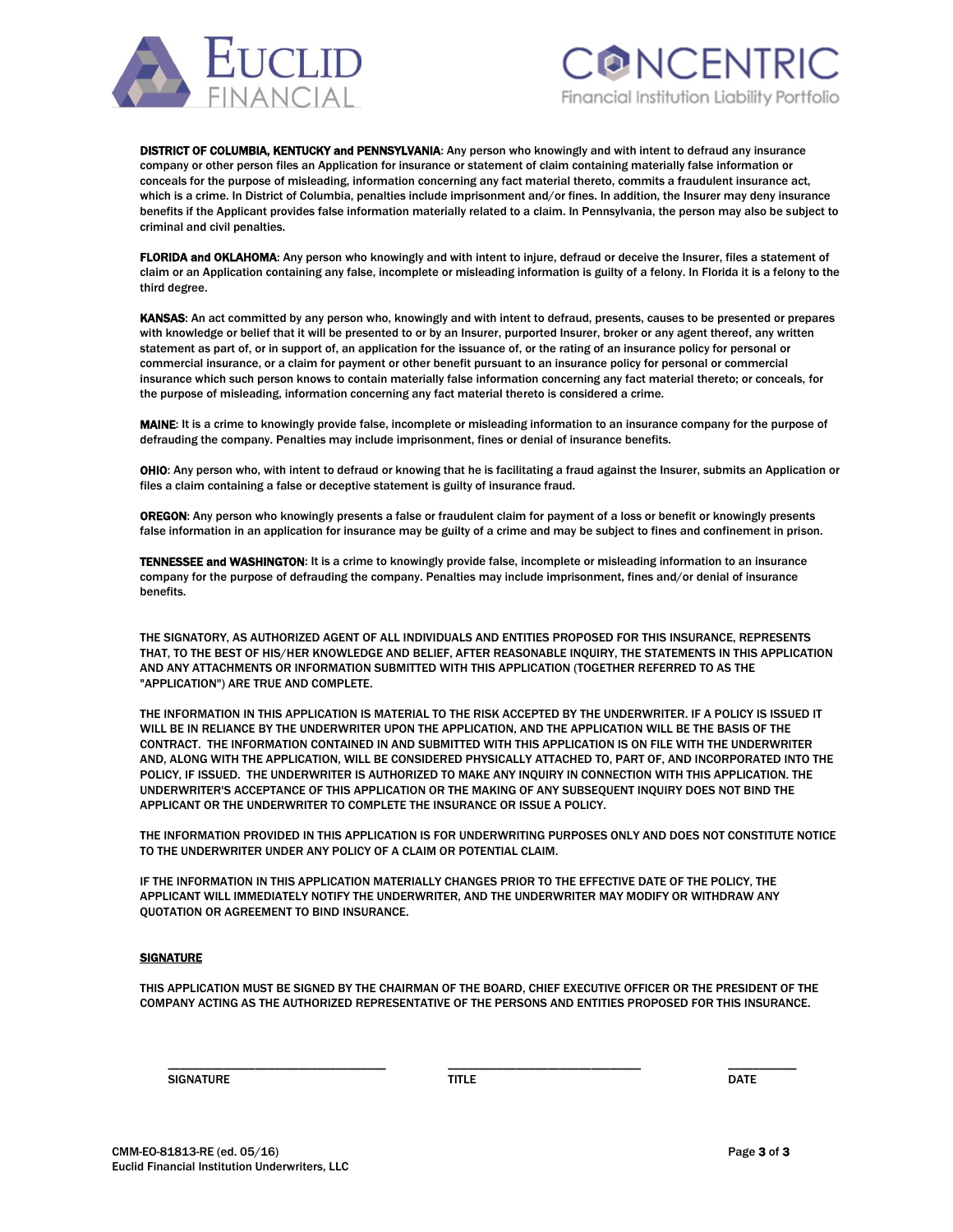**DISTRICT OF COLUMBIA, KENTUCKY and PENNSYLVANIA**: Any person who knowingly and with intent to defraud any insurance company or other person files an Application for insurance or statement of claim containing materially false information or conceals for the purpose of misleading, information concerning any fact material thereto, commits a fraudulent insurance act, which is a crime. In District of Columbia, penalties include imprisonment and/or fines. In addition, the Insurer may deny insurance benefits if the Applicant provides false information materially related to a claim. In Pennsylvania, the person may also be subject to criminal and civil penalties.

**FLORIDA and OKLAHOMA**: Any person who knowingly and with intent to injure, defraud or deceive the Insurer, files a statement of claim or an Application containing any false, incomplete or misleading information is guilty of a felony. In Florida it is a felony to the third degree.

**KANSAS**: An act committed by any person who, knowingly and with intent to defraud, presents, causes to be presented or prepares with knowledge or belief that it will be presented to or by an Insurer, purported Insurer, broker or any agent thereof, any written statement as part of, or in support of, an application for the issuance of, or the rating of an insurance policy for personal or commercial insurance, or a claim for payment or other benefit pursuant to an insurance policy for personal or commercial insurance which such person knows to contain materially false information concerning any fact material thereto; or conceals, for the purpose of misleading, information concerning any fact material thereto is considered a crime.

**MAINE**: It is a crime to knowingly provide false, incomplete or misleading information to an insurance company for the purpose of defrauding the company. Penalties may include imprisonment, fines or denial of insurance benefits.

**OHIO**: Any person who, with intent to defraud or knowing that he is facilitating a fraud against the Insurer, submits an Application or files a claim containing a false or deceptive statement is guilty of insurance fraud.

**OREGON**: Any person who knowingly presents a false or fraudulent claim for payment of a loss or benefit or knowingly presents false information in an application for insurance may be guilty of a crime and may be subject to fines and confinement in prison.

**TENNESSEE and WASHINGTON**: It is a crime to knowingly provide false, incomplete or misleading information to an insurance company for the purpose of defrauding the company. Penalties may include imprisonment, fines and/or denial of insurance benefits.

THE SIGNATORY, AS AUTHORIZED AGENT OF ALL INDIVIDUALS AND ENTITIES PROPOSED FOR THIS INSURANCE, REPRESENTS THAT, TO THE BEST OF HIS/HER KNOWLEDGE AND BELIEF, AFTER REASONABLE INQUIRY, THE STATEMENTS IN THIS APPLICATION AND ANY ATTACHMENTS OR INFORMATION SUBMITTED WITH THIS APPLICATION (TOGETHER REFERRED TO AS THE "APPLICATION") ARE TRUE AND COMPLETE.

THE INFORMATION IN THIS APPLICATION IS MATERIAL TO THE RISK ACCEPTED BY THE UNDERWRITER. IF A POLICY IS ISSUED IT WILL BE IN RELIANCE BY THE UNDERWRITER UPON THE APPLICATION, AND THE APPLICATION WILL BE THE BASIS OF THE CONTRACT. THE INFORMATION CONTAINED IN AND SUBMITTED WITH THIS APPLICATION IS ON FILE WITH THE UNDERWRITER AND, ALONG WITH THE APPLICATION, WILL BE CONSIDERED PHYSICALLY ATTACHED TO, PART OF, AND INCORPORATED INTO THE POLICY, IF ISSUED. THE UNDERWRITER IS AUTHORIZED TO MAKE ANY INQUIRY IN CONNECTION WITH THIS APPLICATION. THE UNDERWRITER'S ACCEPTANCE OF THIS APPLICATION OR THE MAKING OF ANY SUBSEQUENT INQUIRY DOES NOT BIND THE APPLICANT OR THE UNDERWRITER TO COMPLETE THE INSURANCE OR ISSUE A POLICY.

THE INFORMATION PROVIDED IN THIS APPLICATION IS FOR UNDERWRITING PURPOSES ONLY AND DOES NOT CONSTITUTE NOTICE TO THE UNDERWRITER UNDER ANY POLICY OF A CLAIM OR POTENTIAL CLAIM.

IF THE INFORMATION IN THIS APPLICATION MATERIALLY CHANGES PRIOR TO THE EFFECTIVE DATE OF THE POLICY, THE APPLICANT WILL IMMEDIATELY NOTIFY THE UNDERWRITER, AND THE UNDERWRITER MAY MODIFY OR WITHDRAW ANY QUOTATION OR AGREEMENT TO BIND INSURANCE.

**SIGNATURE**

THIS APPLICATION MUST BE SIGNED BY THE CHAIRMAN OF THE BOARD, CHIEF EXECUTIVE OFFICER OR THE PRESIDENT OF THE COMPANY ACTING AS THE AUTHORIZED REPRESENTATIVE OF THE PERSONS AND ENTITIES PROPOSED FOR THIS INSURANCE.

| | | |
|---|---|---|
| ______________________________ | ______________________________ | __________ |
| SIGNATURE | TITLE | DATE |

CMM-EO-81813-RE (ed. 05/16)
Euclid Financial Institution Underwriters, LLC